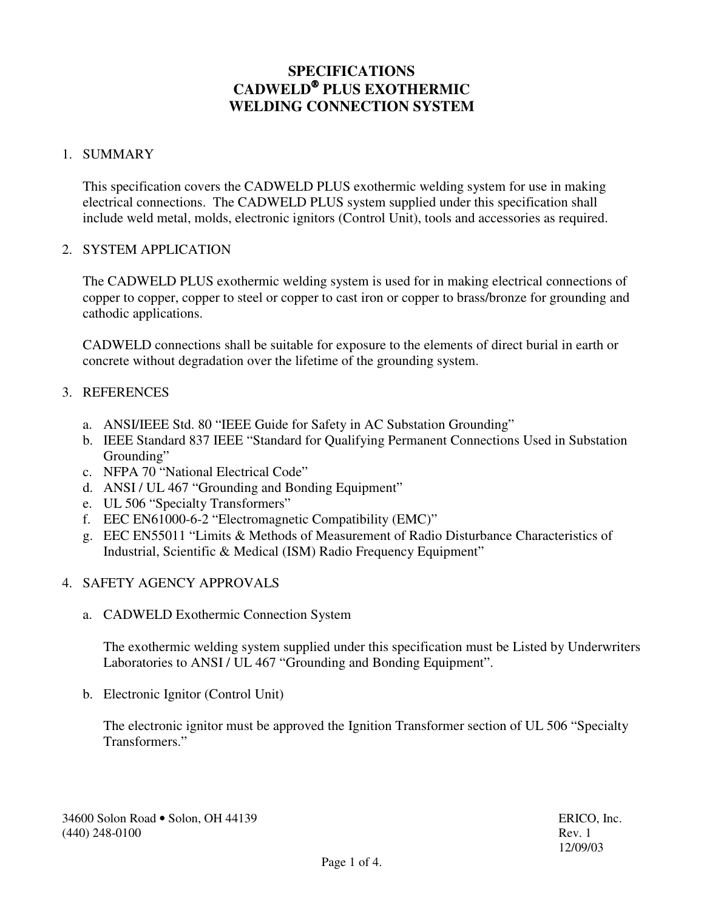# SPECIFICATIONS
# CADWELD® PLUS EXOTHERMIC WELDING CONNECTION SYSTEM

1. SUMMARY

   This specification covers the CADWELD PLUS exothermic welding system for use in making electrical connections. The CADWELD PLUS system supplied under this specification shall include weld metal, molds, electronic ignitors (Control Unit), tools and accessories as required.

2. SYSTEM APPLICATION

   The CADWELD PLUS exothermic welding system is used for in making electrical connections of copper to copper, copper to steel or copper to cast iron or copper to brass/bronze for grounding and cathodic applications.

   CADWELD connections shall be suitable for exposure to the elements of direct burial in earth or concrete without degradation over the lifetime of the grounding system.

3. REFERENCES

   a. ANSI/IEEE Std. 80 "IEEE Guide for Safety in AC Substation Grounding"
   b. IEEE Standard 837 IEEE "Standard for Qualifying Permanent Connections Used in Substation Grounding"
   c. NFPA 70 "National Electrical Code"
   d. ANSI / UL 467 "Grounding and Bonding Equipment"
   e. UL 506 "Specialty Transformers"
   f. EEC EN61000-6-2 "Electromagnetic Compatibility (EMC)"
   g. EEC EN55011 "Limits & Methods of Measurement of Radio Disturbance Characteristics of Industrial, Scientific & Medical (ISM) Radio Frequency Equipment"

4. SAFETY AGENCY APPROVALS

   a. CADWELD Exothermic Connection System

      The exothermic welding system supplied under this specification must be Listed by Underwriters Laboratories to ANSI / UL 467 "Grounding and Bonding Equipment".

   b. Electronic Ignitor (Control Unit)

      The electronic ignitor must be approved the Ignition Transformer section of UL 506 "Specialty Transformers."

34600 Solon Road • Solon, OH 44139
(440) 248-0100

ERICO, Inc.
Rev. 1
12/09/03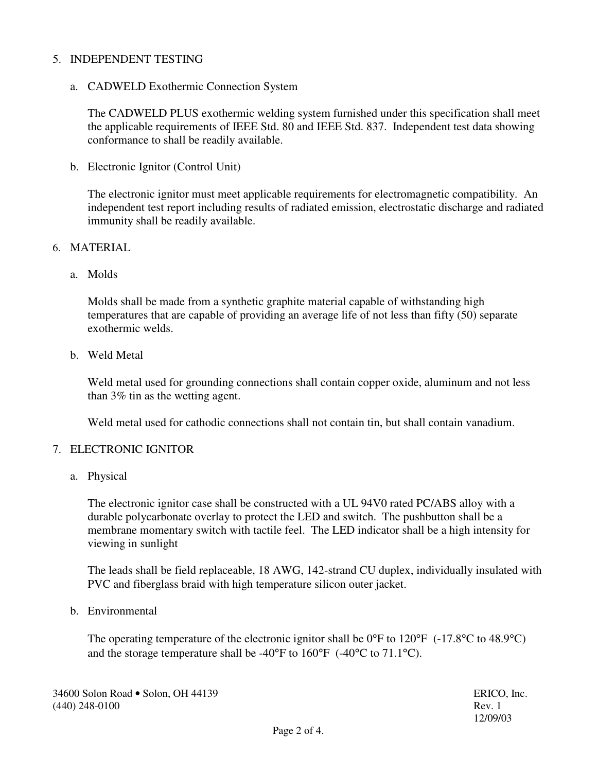## 5. INDEPENDENT TESTING

### a. CADWELD Exothermic Connection System

The CADWELD PLUS exothermic welding system furnished under this specification shall meet the applicable requirements of IEEE Std. 80 and IEEE Std. 837. Independent test data showing conformance to shall be readily available.

### b. Electronic Ignitor (Control Unit)

The electronic ignitor must meet applicable requirements for electromagnetic compatibility. An independent test report including results of radiated emission, electrostatic discharge and radiated immunity shall be readily available.

## 6. MATERIAL

### a. Molds

Molds shall be made from a synthetic graphite material capable of withstanding high temperatures that are capable of providing an average life of not less than fifty (50) separate exothermic welds.

### b. Weld Metal

Weld metal used for grounding connections shall contain copper oxide, aluminum and not less than 3% tin as the wetting agent.

Weld metal used for cathodic connections shall not contain tin, but shall contain vanadium.

## 7. ELECTRONIC IGNITOR

### a. Physical

The electronic ignitor case shall be constructed with a UL 94V0 rated PC/ABS alloy with a durable polycarbonate overlay to protect the LED and switch. The pushbutton shall be a membrane momentary switch with tactile feel. The LED indicator shall be a high intensity for viewing in sunlight

The leads shall be field replaceable, 18 AWG, 142-strand CU duplex, individually insulated with PVC and fiberglass braid with high temperature silicon outer jacket.

### b. Environmental

The operating temperature of the electronic ignitor shall be 0°F to 120°F (-17.8°C to 48.9°C) and the storage temperature shall be -40°F to 160°F (-40°C to 71.1°C).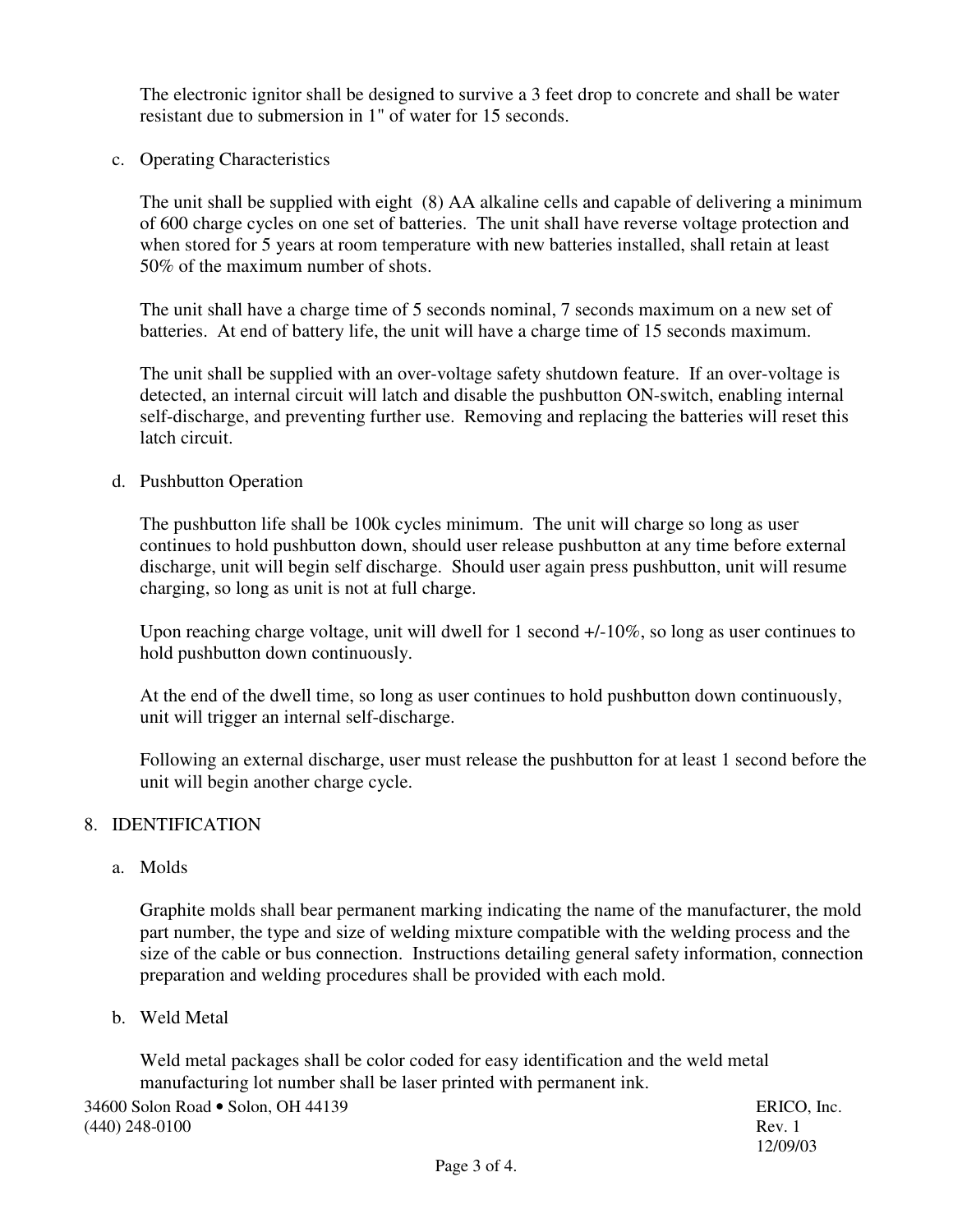The electronic ignitor shall be designed to survive a 3 feet drop to concrete and shall be water resistant due to submersion in 1" of water for 15 seconds.

c. Operating Characteristics

The unit shall be supplied with eight (8) AA alkaline cells and capable of delivering a minimum of 600 charge cycles on one set of batteries. The unit shall have reverse voltage protection and when stored for 5 years at room temperature with new batteries installed, shall retain at least 50% of the maximum number of shots.

The unit shall have a charge time of 5 seconds nominal, 7 seconds maximum on a new set of batteries. At end of battery life, the unit will have a charge time of 15 seconds maximum.

The unit shall be supplied with an over-voltage safety shutdown feature. If an over-voltage is detected, an internal circuit will latch and disable the pushbutton ON-switch, enabling internal self-discharge, and preventing further use. Removing and replacing the batteries will reset this latch circuit.

d. Pushbutton Operation

The pushbutton life shall be 100k cycles minimum. The unit will charge so long as user continues to hold pushbutton down, should user release pushbutton at any time before external discharge, unit will begin self discharge. Should user again press pushbutton, unit will resume charging, so long as unit is not at full charge.

Upon reaching charge voltage, unit will dwell for 1 second +/-10%, so long as user continues to hold pushbutton down continuously.

At the end of the dwell time, so long as user continues to hold pushbutton down continuously, unit will trigger an internal self-discharge.

Following an external discharge, user must release the pushbutton for at least 1 second before the unit will begin another charge cycle.

## 8. IDENTIFICATION

a. Molds

Graphite molds shall bear permanent marking indicating the name of the manufacturer, the mold part number, the type and size of welding mixture compatible with the welding process and the size of the cable or bus connection. Instructions detailing general safety information, connection preparation and welding procedures shall be provided with each mold.

b. Weld Metal

Weld metal packages shall be color coded for easy identification and the weld metal manufacturing lot number shall be laser printed with permanent ink.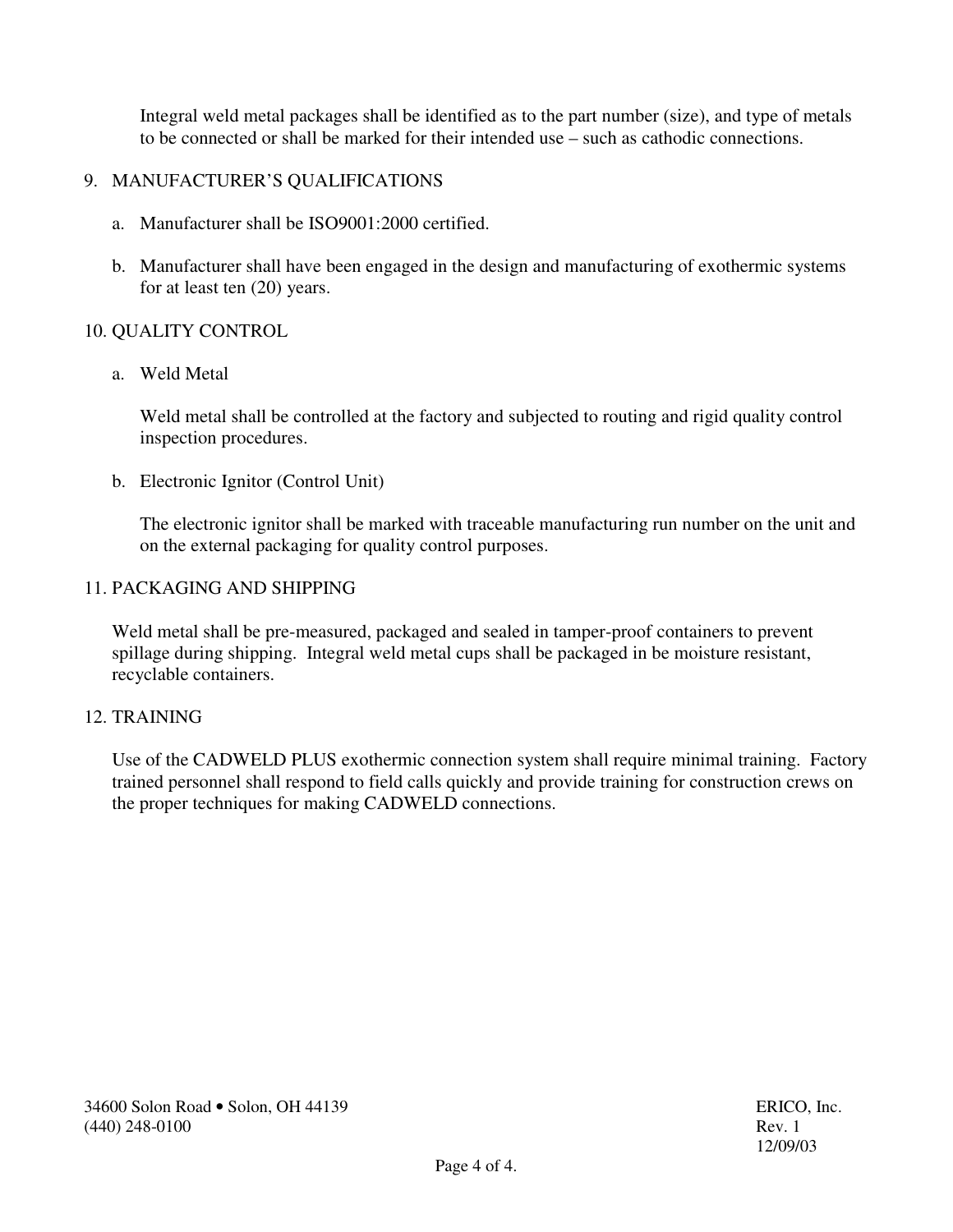Integral weld metal packages shall be identified as to the part number (size), and type of metals to be connected or shall be marked for their intended use – such as cathodic connections.

9. MANUFACTURER'S QUALIFICATIONS

   a. Manufacturer shall be ISO9001:2000 certified.

   b. Manufacturer shall have been engaged in the design and manufacturing of exothermic systems for at least ten (20) years.

10. QUALITY CONTROL

   a. Weld Metal

      Weld metal shall be controlled at the factory and subjected to routing and rigid quality control inspection procedures.

   b. Electronic Ignitor (Control Unit)

      The electronic ignitor shall be marked with traceable manufacturing run number on the unit and on the external packaging for quality control purposes.

11. PACKAGING AND SHIPPING

    Weld metal shall be pre-measured, packaged and sealed in tamper-proof containers to prevent spillage during shipping. Integral weld metal cups shall be packaged in be moisture resistant, recyclable containers.

12. TRAINING

    Use of the CADWELD PLUS exothermic connection system shall require minimal training. Factory trained personnel shall respond to field calls quickly and provide training for construction crews on the proper techniques for making CADWELD connections.

34600 Solon Road • Solon, OH 44139
(440) 248-0100

ERICO, Inc.
Rev. 1
12/09/03